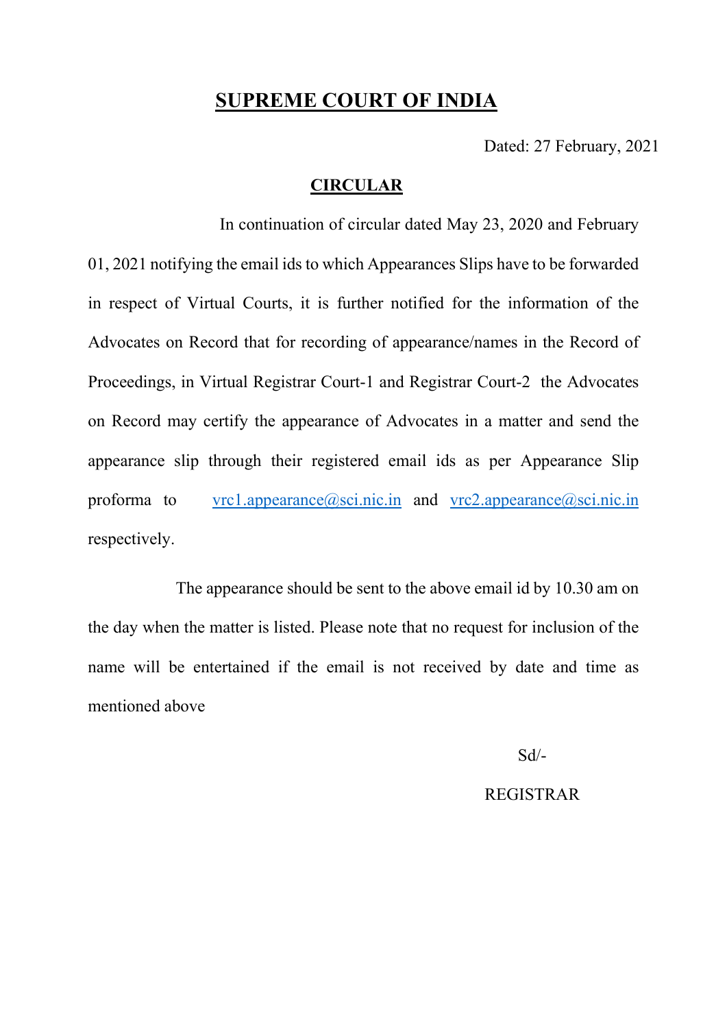# SUPREME COURT OF INDIA

Dated: 27 February, 2021

## CIRCULAR

In continuation of circular dated May 23, 2020 and February 01, 2021 notifying the email ids to which Appearances Slips have to be forwarded in respect of Virtual Courts, it is further notified for the information of the Advocates on Record that for recording of appearance/names in the Record of Proceedings, in Virtual Registrar Court-1 and Registrar Court-2 the Advocates on Record may certify the appearance of Advocates in a matter and send the appearance slip through their registered email ids as per Appearance Slip proforma to vrc1.appearance@sci.nic.in and vrc2.appearance@sci.nic.in respectively.

The appearance should be sent to the above email id by 10.30 am on the day when the matter is listed. Please note that no request for inclusion of the name will be entertained if the email is not received by date and time as mentioned above

Sd/-

REGISTRAR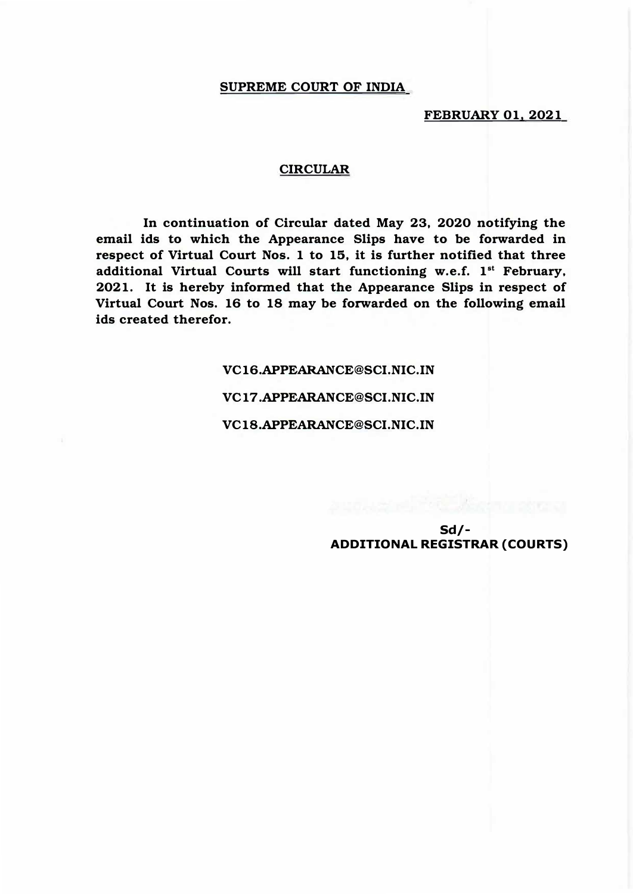**SUPREME COURT OF INDIA**

**FEBRUARY 01, 2021**

**CIRCULAR**

**In continuation of Circular dated May 23, 2020 notifying the email ids to which the Appearance Slips have to be forwarded in respect of Virtual Court Nos. 1 to 15, it is further notified that three additional Virtual Courts will start functioning w.e.f. 1st February, 2021. It is hereby informed that the Appearance Slips in respect of Virtual Court Nos. 16 to 18 may be forwarded on the following email ids created therefor.**

**VC16.APPEARANCE@SCI.NIC.IN**

**VC17.APPEARANCE@SCI.NIC.IN**

**VC18.APPEARANCE@SCI.NIC.IN**

**Sd/-**
**ADDITIONAL REGISTRAR (COURTS)**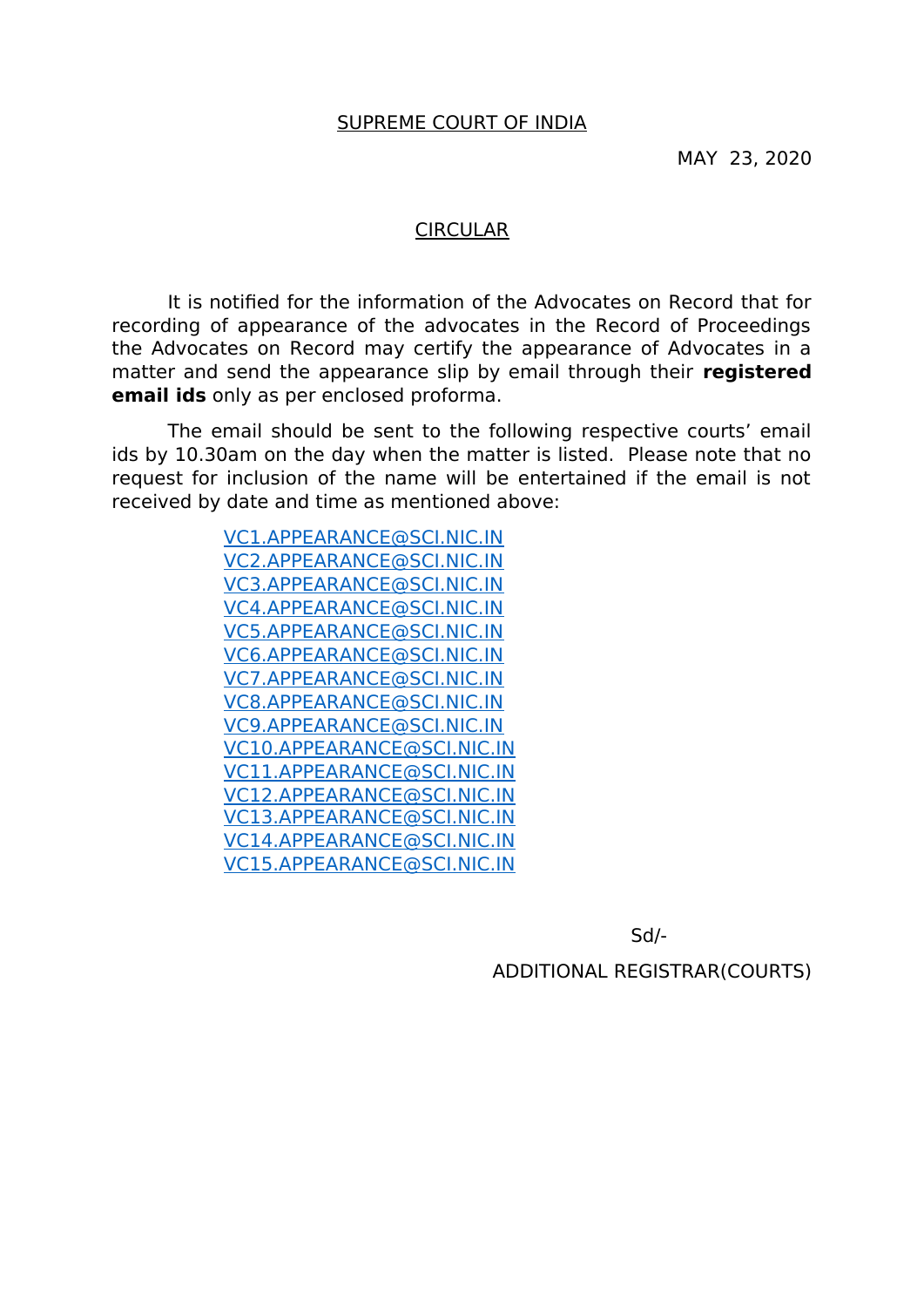<u>SUPREME COURT OF INDIA</u>

MAY 23, 2020

<u>CIRCULAR</u>

It is notified for the information of the Advocates on Record that for recording of appearance of the advocates in the Record of Proceedings the Advocates on Record may certify the appearance of Advocates in a matter and send the appearance slip by email through their **registered email ids** only as per enclosed proforma.

The email should be sent to the following respective courts' email ids by 10.30am on the day when the matter is listed. Please note that no request for inclusion of the name will be entertained if the email is not received by date and time as mentioned above:

VC1.APPEARANCE@SCI.NIC.IN
VC2.APPEARANCE@SCI.NIC.IN
VC3.APPEARANCE@SCI.NIC.IN
VC4.APPEARANCE@SCI.NIC.IN
VC5.APPEARANCE@SCI.NIC.IN
VC6.APPEARANCE@SCI.NIC.IN
VC7.APPEARANCE@SCI.NIC.IN
VC8.APPEARANCE@SCI.NIC.IN
VC9.APPEARANCE@SCI.NIC.IN
VC10.APPEARANCE@SCI.NIC.IN
VC11.APPEARANCE@SCI.NIC.IN
VC12.APPEARANCE@SCI.NIC.IN
VC13.APPEARANCE@SCI.NIC.IN
VC14.APPEARANCE@SCI.NIC.IN
VC15.APPEARANCE@SCI.NIC.IN

Sd/-

ADDITIONAL REGISTRAR(COURTS)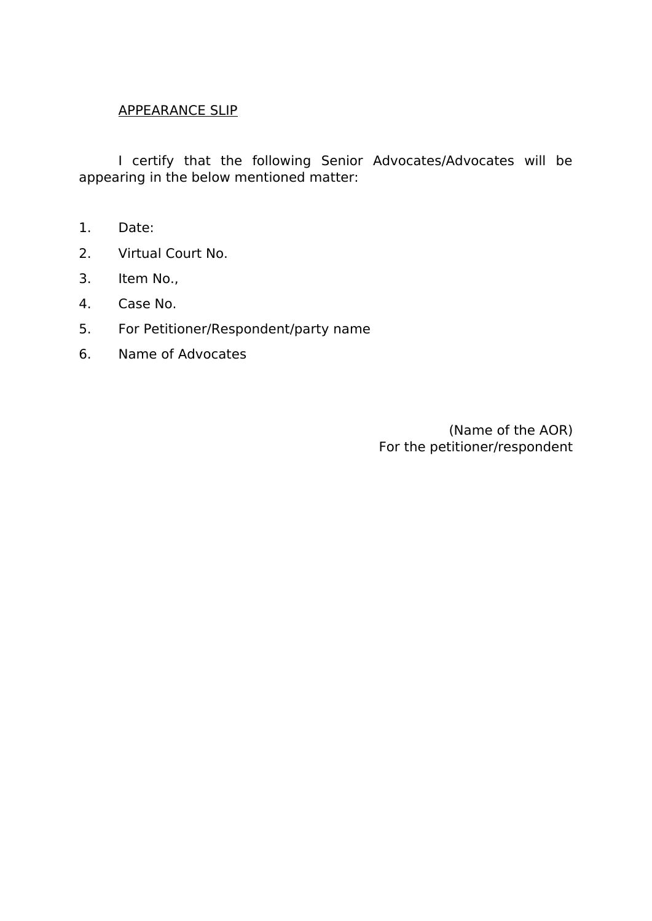<u>APPEARANCE SLIP</u>

I certify that the following Senior Advocates/Advocates will be appearing in the below mentioned matter:

1. Date:
2. Virtual Court No.
3. Item No.,
4. Case No.
5. For Petitioner/Respondent/party name
6. Name of Advocates

(Name of the AOR)
For the petitioner/respondent